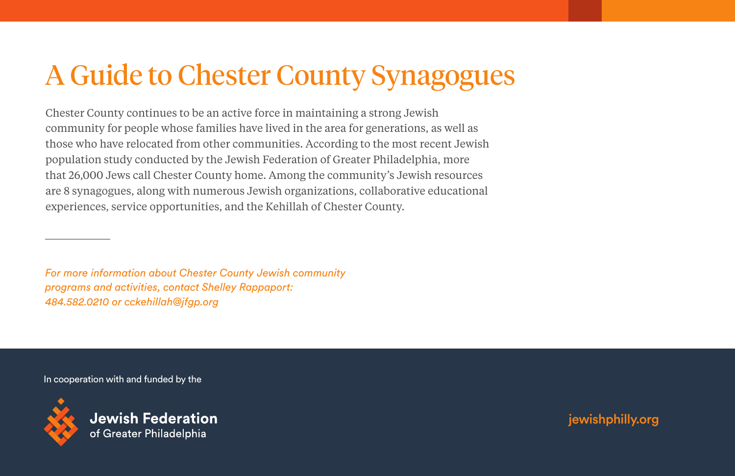# A Guide to Chester County Synagogues

Chester County continues to be an active force in maintaining a strong Jewish community for people whose families have lived in the area for generations, as well as those who have relocated from other communities. According to the most recent Jewish population study conducted by the Jewish Federation of Greater Philadelphia, more that 26,000 Jews call Chester County home. Among the community's Jewish resources are 8 synagogues, along with numerous Jewish organizations, collaborative educational experiences, service opportunities, and the Kehillah of Chester County.

---

*For more information about Chester County Jewish community programs and activities, contact Shelley Rappaport: 484.582.0210 or cckehillah@jfgp.org*

In cooperation with and funded by the

**Jewish Federation**
of Greater Philadelphia

jewishphilly.org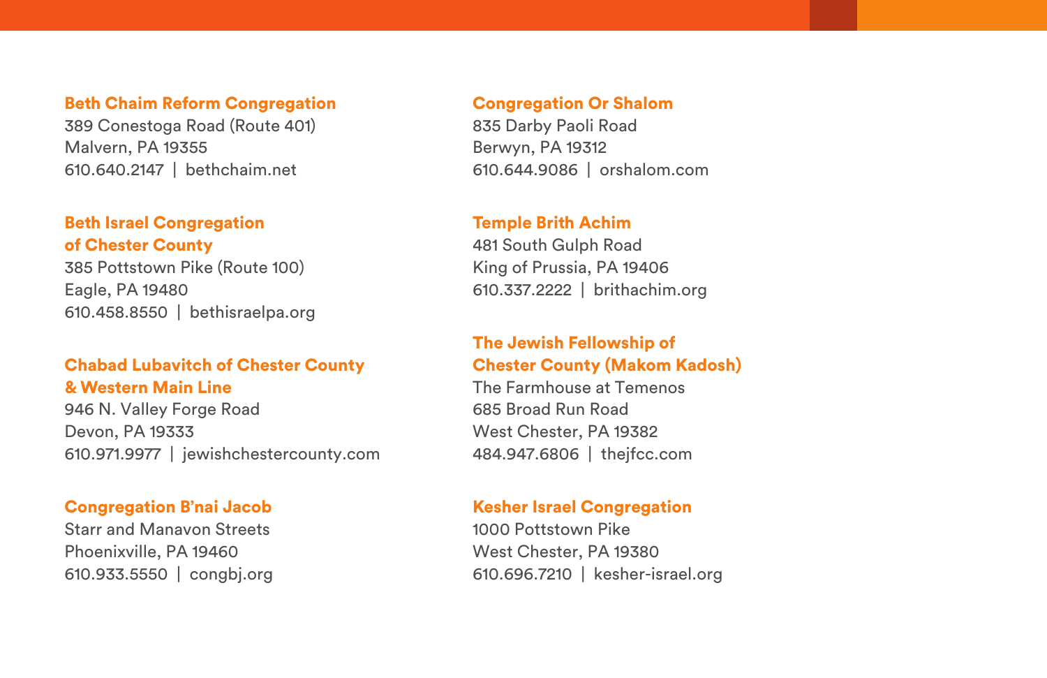**Beth Chaim Reform Congregation**
389 Conestoga Road (Route 401)
Malvern, PA 19355
610.640.2147 | bethchaim.net

**Beth Israel Congregation of Chester County**
385 Pottstown Pike (Route 100)
Eagle, PA 19480
610.458.8550 | bethisraelpa.org

**Chabad Lubavitch of Chester County & Western Main Line**
946 N. Valley Forge Road
Devon, PA 19333
610.971.9977 | jewishchestercounty.com

**Congregation B'nai Jacob**
Starr and Manavon Streets
Phoenixville, PA 19460
610.933.5550 | congbj.org

**Congregation Or Shalom**
835 Darby Paoli Road
Berwyn, PA 19312
610.644.9086 | orshalom.com

**Temple Brith Achim**
481 South Gulph Road
King of Prussia, PA 19406
610.337.2222 | brithachim.org

**The Jewish Fellowship of Chester County (Makom Kadosh)**
The Farmhouse at Temenos
685 Broad Run Road
West Chester, PA 19382
484.947.6806 | thejfcc.com

**Kesher Israel Congregation**
1000 Pottstown Pike
West Chester, PA 19380
610.696.7210 | kesher-israel.org